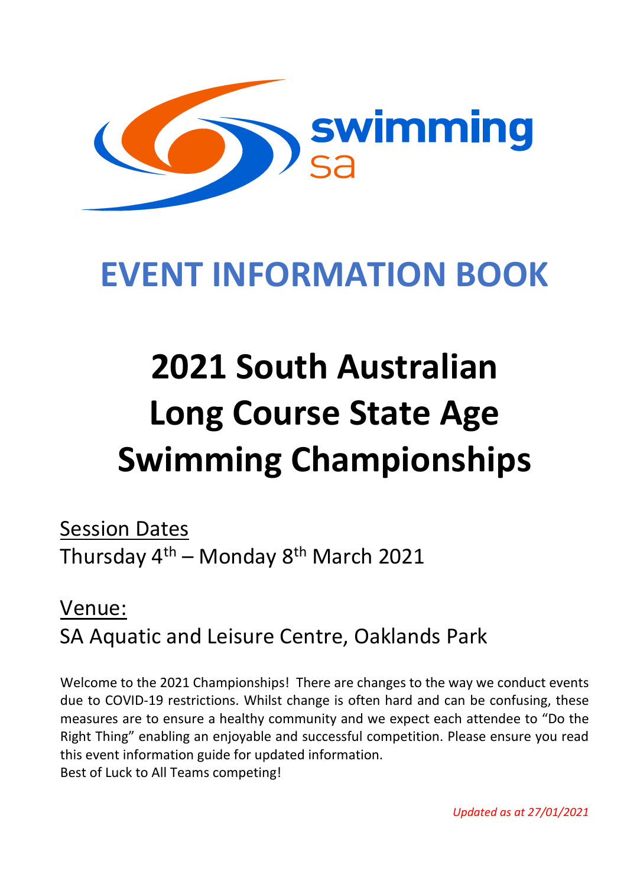swimming sa

# EVENT INFORMATION BOOK

# 2021 South Australian Long Course State Age Swimming Championships

Session Dates
Thursday 4th – Monday 8th March 2021

Venue:
SA Aquatic and Leisure Centre, Oaklands Park

Welcome to the 2021 Championships! There are changes to the way we conduct events due to COVID-19 restrictions. Whilst change is often hard and can be confusing, these measures are to ensure a healthy community and we expect each attendee to "Do the Right Thing" enabling an enjoyable and successful competition. Please ensure you read this event information guide for updated information.
Best of Luck to All Teams competing!

*Updated as at 27/01/2021*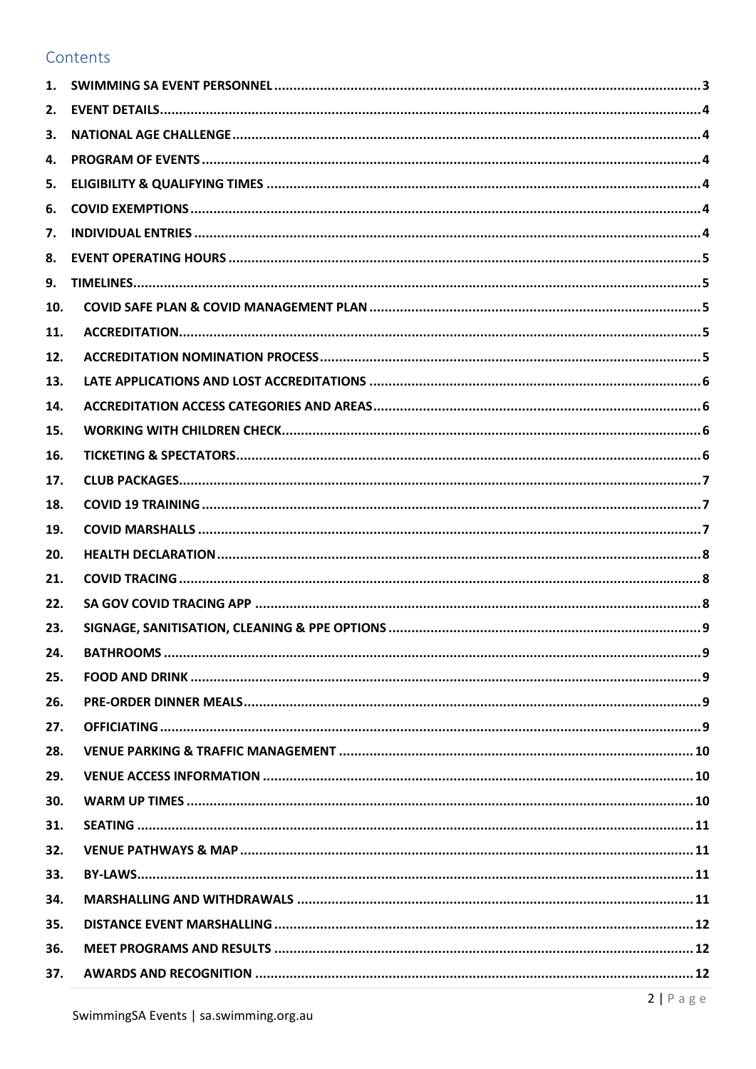## Contents

1. SWIMMING SA EVENT PERSONNEL ..... 3
2. EVENT DETAILS ..... 4
3. NATIONAL AGE CHALLENGE ..... 4
4. PROGRAM OF EVENTS ..... 4
5. ELIGIBILITY & QUALIFYING TIMES ..... 4
6. COVID EXEMPTIONS ..... 4
7. INDIVIDUAL ENTRIES ..... 4
8. EVENT OPERATING HOURS ..... 5
9. TIMELINES ..... 5
10. COVID SAFE PLAN & COVID MANAGEMENT PLAN ..... 5
11. ACCREDITATION ..... 5
12. ACCREDITATION NOMINATION PROCESS ..... 5
13. LATE APPLICATIONS AND LOST ACCREDITATIONS ..... 6
14. ACCREDITATION ACCESS CATEGORIES AND AREAS ..... 6
15. WORKING WITH CHILDREN CHECK ..... 6
16. TICKETING & SPECTATORS ..... 6
17. CLUB PACKAGES ..... 7
18. COVID 19 TRAINING ..... 7
19. COVID MARSHALLS ..... 7
20. HEALTH DECLARATION ..... 8
21. COVID TRACING ..... 8
22. SA GOV COVID TRACING APP ..... 8
23. SIGNAGE, SANITISATION, CLEANING & PPE OPTIONS ..... 9
24. BATHROOMS ..... 9
25. FOOD AND DRINK ..... 9
26. PRE-ORDER DINNER MEALS ..... 9
27. OFFICIATING ..... 9
28. VENUE PARKING & TRAFFIC MANAGEMENT ..... 10
29. VENUE ACCESS INFORMATION ..... 10
30. WARM UP TIMES ..... 10
31. SEATING ..... 11
32. VENUE PATHWAYS & MAP ..... 11
33. BY-LAWS ..... 11
34. MARSHALLING AND WITHDRAWALS ..... 11
35. DISTANCE EVENT MARSHALLING ..... 12
36. MEET PROGRAMS AND RESULTS ..... 12
37. AWARDS AND RECOGNITION ..... 12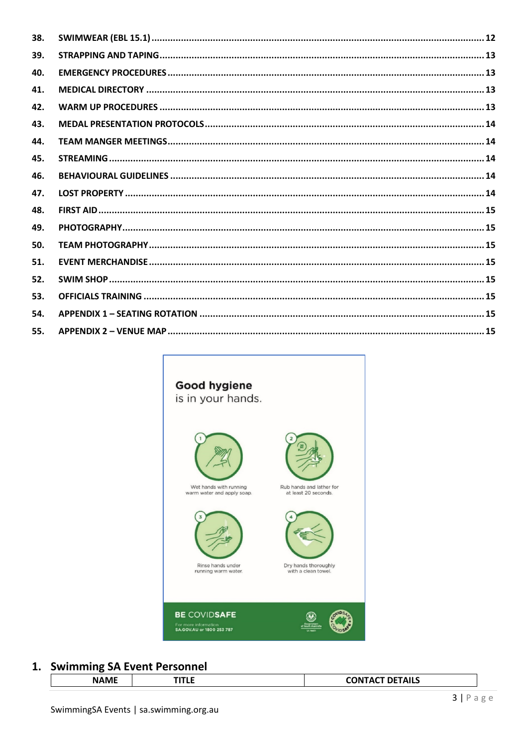| | | |
|---|---|---|
| 38. | SWIMWEAR (EBL 15.1) | 12 |
| 39. | STRAPPING AND TAPING | 13 |
| 40. | EMERGENCY PROCEDURES | 13 |
| 41. | MEDICAL DIRECTORY | 13 |
| 42. | WARM UP PROCEDURES | 13 |
| 43. | MEDAL PRESENTATION PROTOCOLS | 14 |
| 44. | TEAM MANGER MEETINGS | 14 |
| 45. | STREAMING | 14 |
| 46. | BEHAVIOURAL GUIDELINES | 14 |
| 47. | LOST PROPERTY | 14 |
| 48. | FIRST AID | 15 |
| 49. | PHOTOGRAPHY | 15 |
| 50. | TEAM PHOTOGRAPHY | 15 |
| 51. | EVENT MERCHANDISE | 15 |
| 52. | SWIM SHOP | 15 |
| 53. | OFFICIALS TRAINING | 15 |
| 54. | APPENDIX 1 – SEATING ROTATION | 15 |
| 55. | APPENDIX 2 – VENUE MAP | 15 |

**Good hygiene** is in your hands.

1. Wet hands with running warm water and apply soap.
2. Rub hands and lather for at least 20 seconds.
3. Rinse hands under running warm water.
4. Dry hands thoroughly with a clean towel.

**BE COVIDSAFE**
For more information SA.GOV.AU or 1800 253 787

## 1. Swimming SA Event Personnel

| NAME | TITLE | CONTACT DETAILS |
|---|---|---|

SwimmingSA Events | sa.swimming.org.au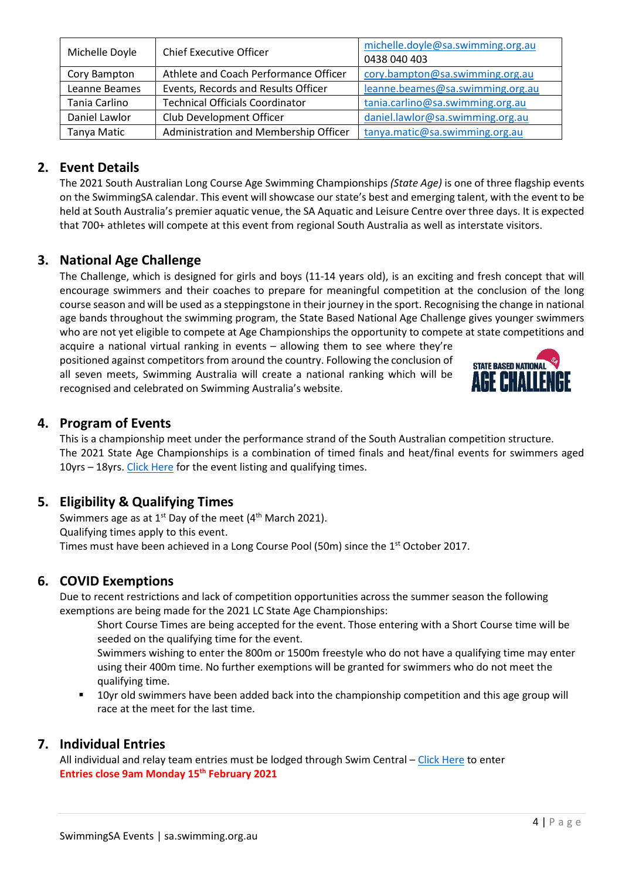| Michelle Doyle | Chief Executive Officer | michelle.doyle@sa.swimming.org.au 0438 040 403 |
|---|---|---|
| Cory Bampton | Athlete and Coach Performance Officer | cory.bampton@sa.swimming.org.au |
| Leanne Beames | Events, Records and Results Officer | leanne.beames@sa.swimming.org.au |
| Tania Carlino | Technical Officials Coordinator | tania.carlino@sa.swimming.org.au |
| Daniel Lawlor | Club Development Officer | daniel.lawlor@sa.swimming.org.au |
| Tanya Matic | Administration and Membership Officer | tanya.matic@sa.swimming.org.au |

## 2. Event Details

The 2021 South Australian Long Course Age Swimming Championships *(State Age)* is one of three flagship events on the SwimmingSA calendar. This event will showcase our state's best and emerging talent, with the event to be held at South Australia's premier aquatic venue, the SA Aquatic and Leisure Centre over three days. It is expected that 700+ athletes will compete at this event from regional South Australia as well as interstate visitors.

## 3. National Age Challenge

The Challenge, which is designed for girls and boys (11-14 years old), is an exciting and fresh concept that will encourage swimmers and their coaches to prepare for meaningful competition at the conclusion of the long course season and will be used as a steppingstone in their journey in the sport. Recognising the change in national age bands throughout the swimming program, the State Based National Age Challenge gives younger swimmers who are not yet eligible to compete at Age Championships the opportunity to compete at state competitions and acquire a national virtual ranking in events – allowing them to see where they're positioned against competitors from around the country. Following the conclusion of all seven meets, Swimming Australia will create a national ranking which will be recognised and celebrated on Swimming Australia's website.

STATE BASED NATIONAL AGE CHALLENGE

## 4. Program of Events

This is a championship meet under the performance strand of the South Australian competition structure.
The 2021 State Age Championships is a combination of timed finals and heat/final events for swimmers aged 10yrs – 18yrs. Click Here for the event listing and qualifying times.

## 5. Eligibility & Qualifying Times

Swimmers age as at 1st Day of the meet (4th March 2021).
Qualifying times apply to this event.
Times must have been achieved in a Long Course Pool (50m) since the 1st October 2017.

## 6. COVID Exemptions

Due to recent restrictions and lack of competition opportunities across the summer season the following exemptions are being made for the 2021 LC State Age Championships:

- Short Course Times are being accepted for the event. Those entering with a Short Course time will be seeded on the qualifying time for the event.
- Swimmers wishing to enter the 800m or 1500m freestyle who do not have a qualifying time may enter using their 400m time. No further exemptions will be granted for swimmers who do not meet the qualifying time.
- 10yr old swimmers have been added back into the championship competition and this age group will race at the meet for the last time.

## 7. Individual Entries

All individual and relay team entries must be lodged through Swim Central – Click Here to enter
**Entries close 9am Monday 15th February 2021**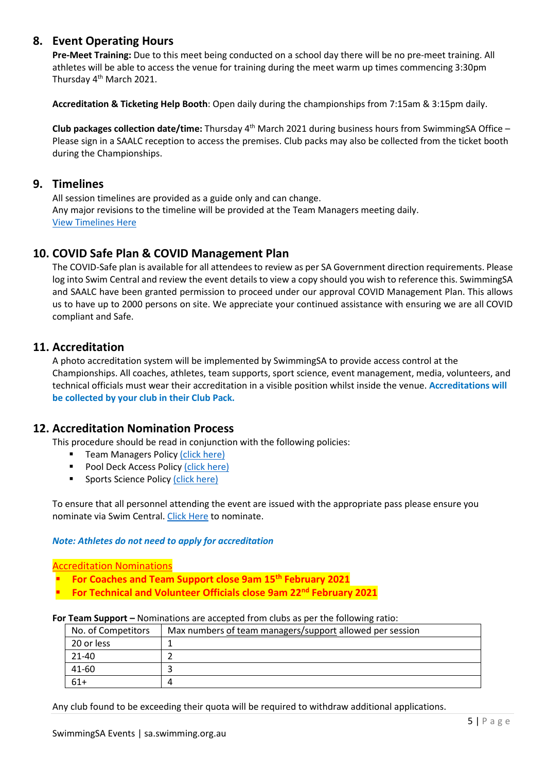## 8. Event Operating Hours

**Pre-Meet Training:** Due to this meet being conducted on a school day there will be no pre-meet training. All athletes will be able to access the venue for training during the meet warm up times commencing 3:30pm Thursday 4th March 2021.

**Accreditation & Ticketing Help Booth**: Open daily during the championships from 7:15am & 3:15pm daily.

**Club packages collection date/time:** Thursday 4th March 2021 during business hours from SwimmingSA Office – Please sign in a SAALC reception to access the premises. Club packs may also be collected from the ticket booth during the Championships.

## 9. Timelines

All session timelines are provided as a guide only and can change.
Any major revisions to the timeline will be provided at the Team Managers meeting daily.
View Timelines Here

## 10. COVID Safe Plan & COVID Management Plan

The COVID-Safe plan is available for all attendees to review as per SA Government direction requirements. Please log into Swim Central and review the event details to view a copy should you wish to reference this. SwimmingSA and SAALC have been granted permission to proceed under our approval COVID Management Plan. This allows us to have up to 2000 persons on site. We appreciate your continued assistance with ensuring we are all COVID compliant and Safe.

## 11. Accreditation

A photo accreditation system will be implemented by SwimmingSA to provide access control at the Championships. All coaches, athletes, team supports, sport science, event management, media, volunteers, and technical officials must wear their accreditation in a visible position whilst inside the venue. **Accreditations will be collected by your club in their Club Pack.**

## 12. Accreditation Nomination Process

This procedure should be read in conjunction with the following policies:

- Team Managers Policy (click here)
- Pool Deck Access Policy (click here)
- Sports Science Policy (click here)

To ensure that all personnel attending the event are issued with the appropriate pass please ensure you nominate via Swim Central. Click Here to nominate.

***Note: Athletes do not need to apply for accreditation***

Accreditation Nominations

- **For Coaches and Team Support close 9am 15th February 2021**
- **For Technical and Volunteer Officials close 9am 22nd February 2021**

**For Team Support –** Nominations are accepted from clubs as per the following ratio:

| No. of Competitors | Max numbers of team managers/support allowed per session |
|---|---|
| 20 or less | 1 |
| 21-40 | 2 |
| 41-60 | 3 |
| 61+ | 4 |

Any club found to be exceeding their quota will be required to withdraw additional applications.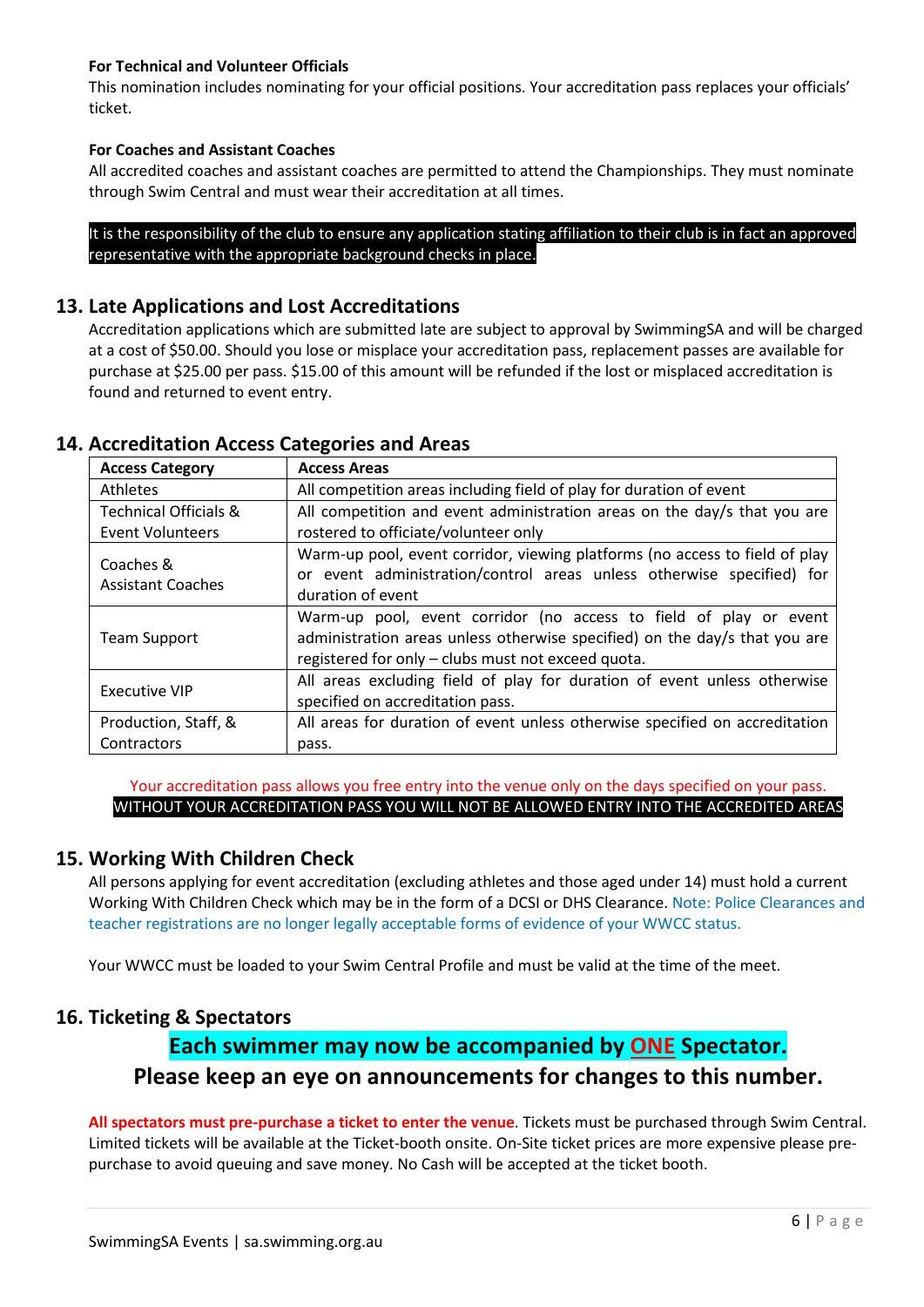**For Technical and Volunteer Officials**

This nomination includes nominating for your official positions. Your accreditation pass replaces your officials' ticket.

**For Coaches and Assistant Coaches**

All accredited coaches and assistant coaches are permitted to attend the Championships. They must nominate through Swim Central and must wear their accreditation at all times.

It is the responsibility of the club to ensure any application stating affiliation to their club is in fact an approved representative with the appropriate background checks in place.

## 13. Late Applications and Lost Accreditations

Accreditation applications which are submitted late are subject to approval by SwimmingSA and will be charged at a cost of $50.00. Should you lose or misplace your accreditation pass, replacement passes are available for purchase at $25.00 per pass. $15.00 of this amount will be refunded if the lost or misplaced accreditation is found and returned to event entry.

## 14. Accreditation Access Categories and Areas

| Access Category | Access Areas |
|---|---|
| Athletes | All competition areas including field of play for duration of event |
| Technical Officials & Event Volunteers | All competition and event administration areas on the day/s that you are rostered to officiate/volunteer only |
| Coaches & Assistant Coaches | Warm-up pool, event corridor, viewing platforms (no access to field of play or event administration/control areas unless otherwise specified) for duration of event |
| Team Support | Warm-up pool, event corridor (no access to field of play or event administration areas unless otherwise specified) on the day/s that you are registered for only – clubs must not exceed quota. |
| Executive VIP | All areas excluding field of play for duration of event unless otherwise specified on accreditation pass. |
| Production, Staff, & Contractors | All areas for duration of event unless otherwise specified on accreditation pass. |

Your accreditation pass allows you free entry into the venue only on the days specified on your pass.

WITHOUT YOUR ACCREDITATION PASS YOU WILL NOT BE ALLOWED ENTRY INTO THE ACCREDITED AREAS

## 15. Working With Children Check

All persons applying for event accreditation (excluding athletes and those aged under 14) must hold a current Working With Children Check which may be in the form of a DCSI or DHS Clearance. Note: Police Clearances and teacher registrations are no longer legally acceptable forms of evidence of your WWCC status.

Your WWCC must be loaded to your Swim Central Profile and must be valid at the time of the meet.

## 16. Ticketing & Spectators

**Each swimmer may now be accompanied by ONE Spectator.**

**Please keep an eye on announcements for changes to this number.**

**All spectators must pre-purchase a ticket to enter the venue**. Tickets must be purchased through Swim Central. Limited tickets will be available at the Ticket-booth onsite. On-Site ticket prices are more expensive please pre-purchase to avoid queuing and save money. No Cash will be accepted at the ticket booth.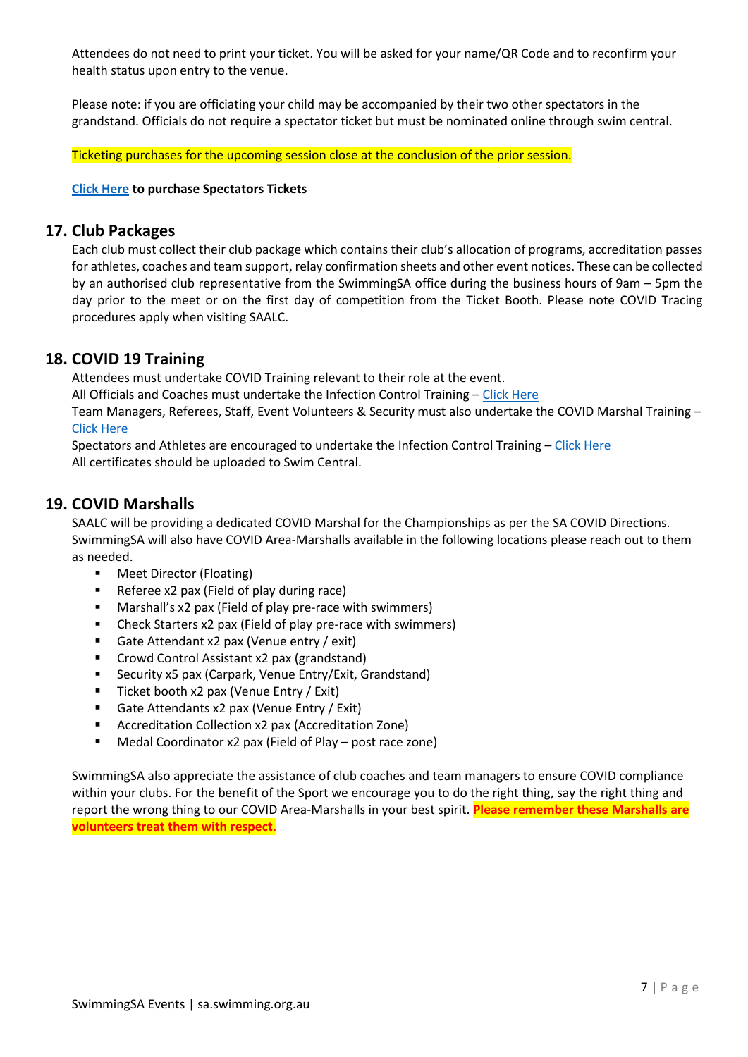Attendees do not need to print your ticket. You will be asked for your name/QR Code and to reconfirm your health status upon entry to the venue.

Please note: if you are officiating your child may be accompanied by their two other spectators in the grandstand. Officials do not require a spectator ticket but must be nominated online through swim central.

Ticketing purchases for the upcoming session close at the conclusion of the prior session.

**Click Here to purchase Spectators Tickets**

## 17. Club Packages

Each club must collect their club package which contains their club's allocation of programs, accreditation passes for athletes, coaches and team support, relay confirmation sheets and other event notices. These can be collected by an authorised club representative from the SwimmingSA office during the business hours of 9am – 5pm the day prior to the meet or on the first day of competition from the Ticket Booth. Please note COVID Tracing procedures apply when visiting SAALC.

## 18. COVID 19 Training

Attendees must undertake COVID Training relevant to their role at the event.
All Officials and Coaches must undertake the Infection Control Training – Click Here
Team Managers, Referees, Staff, Event Volunteers & Security must also undertake the COVID Marshal Training – Click Here
Spectators and Athletes are encouraged to undertake the Infection Control Training – Click Here
All certificates should be uploaded to Swim Central.

## 19. COVID Marshalls

SAALC will be providing a dedicated COVID Marshal for the Championships as per the SA COVID Directions. SwimmingSA will also have COVID Area-Marshalls available in the following locations please reach out to them as needed.

- Meet Director (Floating)
- Referee x2 pax (Field of play during race)
- Marshall's x2 pax (Field of play pre-race with swimmers)
- Check Starters x2 pax (Field of play pre-race with swimmers)
- Gate Attendant x2 pax (Venue entry / exit)
- Crowd Control Assistant x2 pax (grandstand)
- Security x5 pax (Carpark, Venue Entry/Exit, Grandstand)
- Ticket booth x2 pax (Venue Entry / Exit)
- Gate Attendants x2 pax (Venue Entry / Exit)
- Accreditation Collection x2 pax (Accreditation Zone)
- Medal Coordinator x2 pax (Field of Play – post race zone)

SwimmingSA also appreciate the assistance of club coaches and team managers to ensure COVID compliance within your clubs. For the benefit of the Sport we encourage you to do the right thing, say the right thing and report the wrong thing to our COVID Area-Marshalls in your best spirit. **Please remember these Marshalls are volunteers treat them with respect.**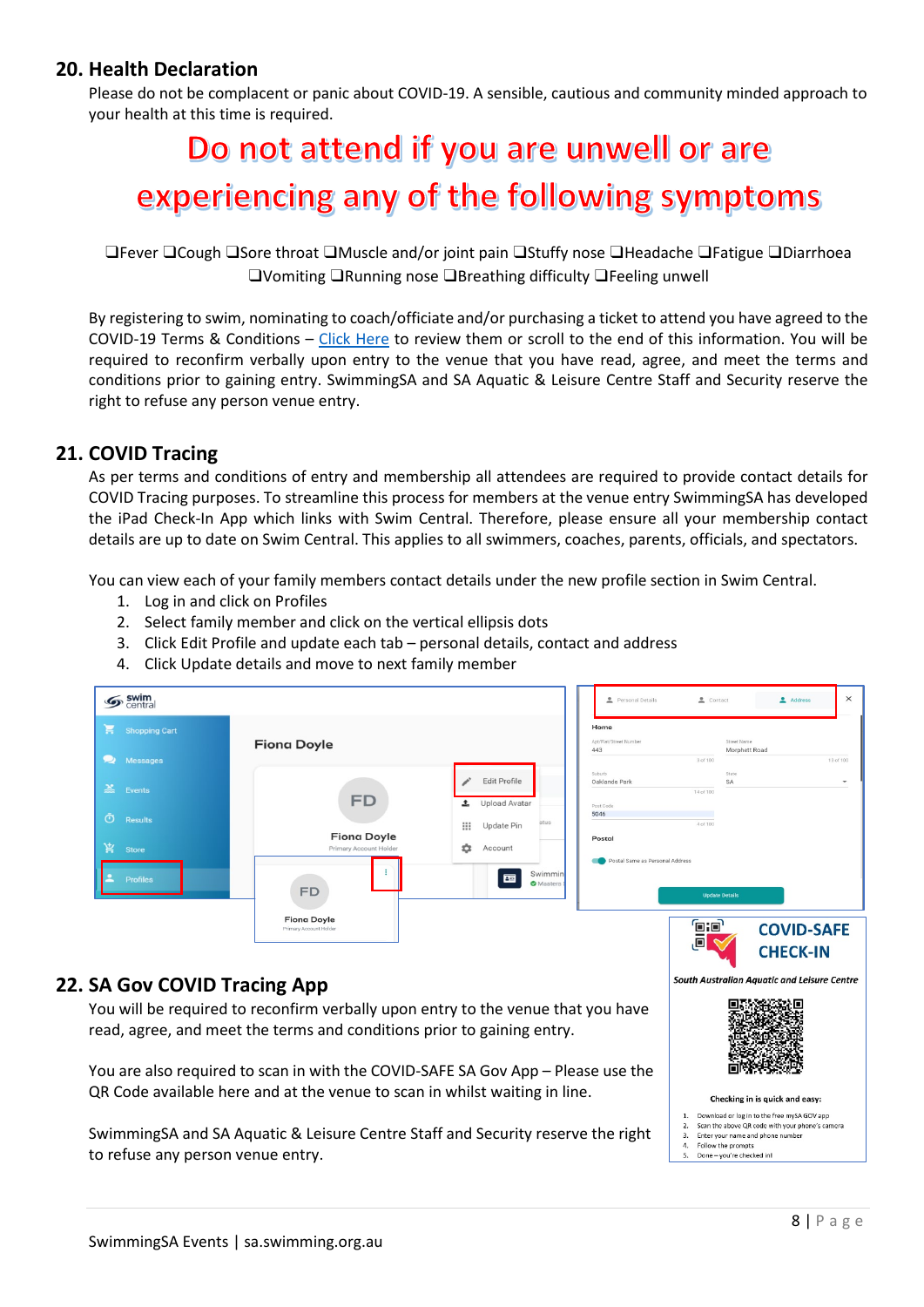## 20. Health Declaration

Please do not be complacent or panic about COVID-19. A sensible, cautious and community minded approach to your health at this time is required.

# Do not attend if you are unwell or are experiencing any of the following symptoms

❑Fever ❑Cough ❑Sore throat ❑Muscle and/or joint pain ❑Stuffy nose ❑Headache ❑Fatigue ❑Diarrhoea ❑Vomiting ❑Running nose ❑Breathing difficulty ❑Feeling unwell

By registering to swim, nominating to coach/officiate and/or purchasing a ticket to attend you have agreed to the COVID-19 Terms & Conditions – Click Here to review them or scroll to the end of this information. You will be required to reconfirm verbally upon entry to the venue that you have read, agree, and meet the terms and conditions prior to gaining entry. SwimmingSA and SA Aquatic & Leisure Centre Staff and Security reserve the right to refuse any person venue entry.

## 21. COVID Tracing

As per terms and conditions of entry and membership all attendees are required to provide contact details for COVID Tracing purposes. To streamline this process for members at the venue entry SwimmingSA has developed the iPad Check-In App which links with Swim Central. Therefore, please ensure all your membership contact details are up to date on Swim Central. This applies to all swimmers, coaches, parents, officials, and spectators.

You can view each of your family members contact details under the new profile section in Swim Central.

1. Log in and click on Profiles
2. Select family member and click on the vertical ellipsis dots
3. Click Edit Profile and update each tab – personal details, contact and address
4. Click Update details and move to next family member

## 22. SA Gov COVID Tracing App

You will be required to reconfirm verbally upon entry to the venue that you have read, agree, and meet the terms and conditions prior to gaining entry.

You are also required to scan in with the COVID-SAFE SA Gov App – Please use the QR Code available here and at the venue to scan in whilst waiting in line.

SwimmingSA and SA Aquatic & Leisure Centre Staff and Security reserve the right to refuse any person venue entry.

**COVID-SAFE CHECK-IN**

*South Australian Aquatic and Leisure Centre*

Checking in is quick and easy:

1. Download or log in to the free mySA GOV app
2. Scan the above QR code with your phone's camera
3. Enter your name and phone number
4. Follow the prompts
5. Done – you're checked in!

SwimmingSA Events | sa.swimming.org.au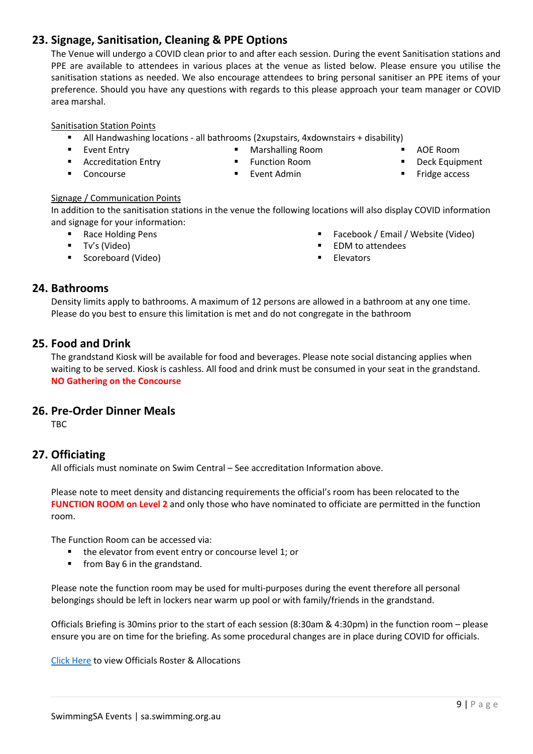## 23. Signage, Sanitisation, Cleaning & PPE Options

The Venue will undergo a COVID clean prior to and after each session. During the event Sanitisation stations and PPE are available to attendees in various places at the venue as listed below. Please ensure you utilise the sanitisation stations as needed. We also encourage attendees to bring personal sanitiser an PPE items of your preference. Should you have any questions with regards to this please approach your team manager or COVID area marshal.

Sanitisation Station Points

- All Handwashing locations - all bathrooms (2xupstairs, 4xdownstairs + disability)
- Event Entry
- Accreditation Entry
- Concourse
- Marshalling Room
- Function Room
- Event Admin
- AOE Room
- Deck Equipment
- Fridge access

Signage / Communication Points

In addition to the sanitisation stations in the venue the following locations will also display COVID information and signage for your information:

- Race Holding Pens
- Tv's (Video)
- Scoreboard (Video)
- Facebook / Email / Website (Video)
- EDM to attendees
- Elevators

## 24. Bathrooms

Density limits apply to bathrooms. A maximum of 12 persons are allowed in a bathroom at any one time. Please do you best to ensure this limitation is met and do not congregate in the bathroom

## 25. Food and Drink

The grandstand Kiosk will be available for food and beverages. Please note social distancing applies when waiting to be served. Kiosk is cashless. All food and drink must be consumed in your seat in the grandstand.
**NO Gathering on the Concourse**

## 26. Pre-Order Dinner Meals

TBC

## 27. Officiating

All officials must nominate on Swim Central – See accreditation Information above.

Please note to meet density and distancing requirements the official's room has been relocated to the **FUNCTION ROOM on Level 2** and only those who have nominated to officiate are permitted in the function room.

The Function Room can be accessed via:

- the elevator from event entry or concourse level 1; or
- from Bay 6 in the grandstand.

Please note the function room may be used for multi-purposes during the event therefore all personal belongings should be left in lockers near warm up pool or with family/friends in the grandstand.

Officials Briefing is 30mins prior to the start of each session (8:30am & 4:30pm) in the function room – please ensure you are on time for the briefing. As some procedural changes are in place during COVID for officials.

Click Here to view Officials Roster & Allocations

SwimmingSA Events | sa.swimming.org.au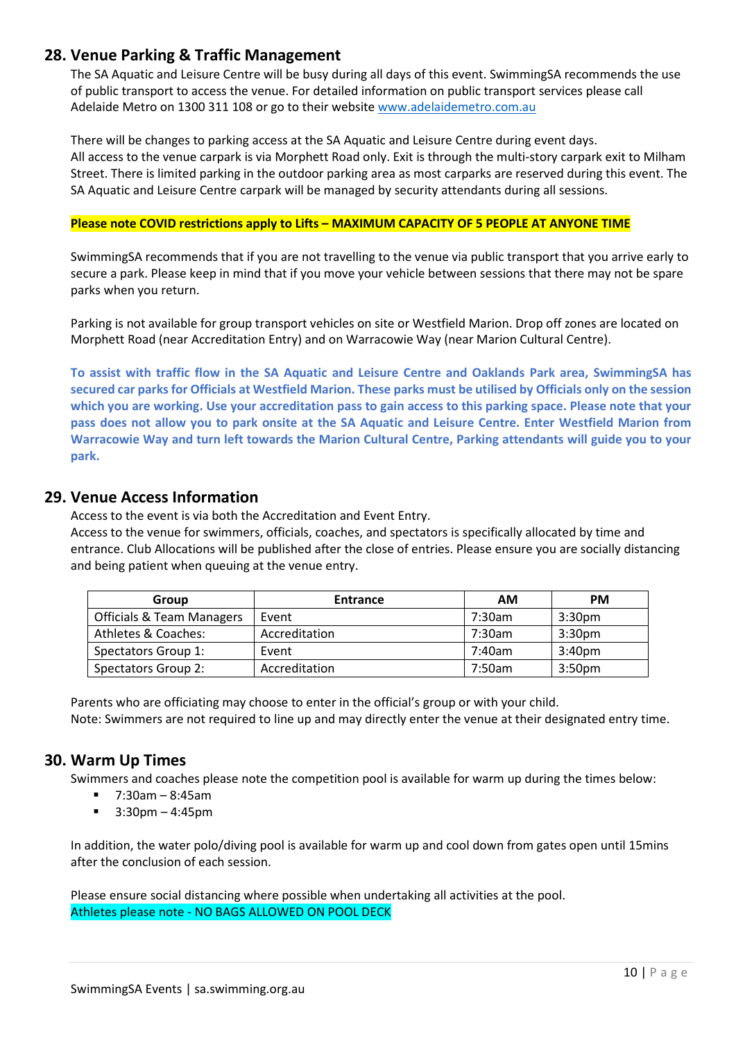## 28. Venue Parking & Traffic Management

The SA Aquatic and Leisure Centre will be busy during all days of this event. SwimmingSA recommends the use of public transport to access the venue. For detailed information on public transport services please call Adelaide Metro on 1300 311 108 or go to their website www.adelaidemetro.com.au

There will be changes to parking access at the SA Aquatic and Leisure Centre during event days.
All access to the venue carpark is via Morphett Road only. Exit is through the multi-story carpark exit to Milham Street. There is limited parking in the outdoor parking area as most carparks are reserved during this event. The SA Aquatic and Leisure Centre carpark will be managed by security attendants during all sessions.

**Please note COVID restrictions apply to Lifts – MAXIMUM CAPACITY OF 5 PEOPLE AT ANYONE TIME**

SwimmingSA recommends that if you are not travelling to the venue via public transport that you arrive early to secure a park. Please keep in mind that if you move your vehicle between sessions that there may not be spare parks when you return.

Parking is not available for group transport vehicles on site or Westfield Marion. Drop off zones are located on Morphett Road (near Accreditation Entry) and on Warracowie Way (near Marion Cultural Centre).

**To assist with traffic flow in the SA Aquatic and Leisure Centre and Oaklands Park area, SwimmingSA has secured car parks for Officials at Westfield Marion. These parks must be utilised by Officials only on the session which you are working. Use your accreditation pass to gain access to this parking space. Please note that your pass does not allow you to park onsite at the SA Aquatic and Leisure Centre. Enter Westfield Marion from Warracowie Way and turn left towards the Marion Cultural Centre, Parking attendants will guide you to your park.**

## 29. Venue Access Information

Access to the event is via both the Accreditation and Event Entry.
Access to the venue for swimmers, officials, coaches, and spectators is specifically allocated by time and entrance. Club Allocations will be published after the close of entries. Please ensure you are socially distancing and being patient when queuing at the venue entry.

| Group | Entrance | AM | PM |
|---|---|---|---|
| Officials & Team Managers | Event | 7:30am | 3:30pm |
| Athletes & Coaches: | Accreditation | 7:30am | 3:30pm |
| Spectators Group 1: | Event | 7:40am | 3:40pm |
| Spectators Group 2: | Accreditation | 7:50am | 3:50pm |

Parents who are officiating may choose to enter in the official's group or with your child.
Note: Swimmers are not required to line up and may directly enter the venue at their designated entry time.

## 30. Warm Up Times

Swimmers and coaches please note the competition pool is available for warm up during the times below:

- 7:30am – 8:45am
- 3:30pm – 4:45pm

In addition, the water polo/diving pool is available for warm up and cool down from gates open until 15mins after the conclusion of each session.

Please ensure social distancing where possible when undertaking all activities at the pool.
Athletes please note - NO BAGS ALLOWED ON POOL DECK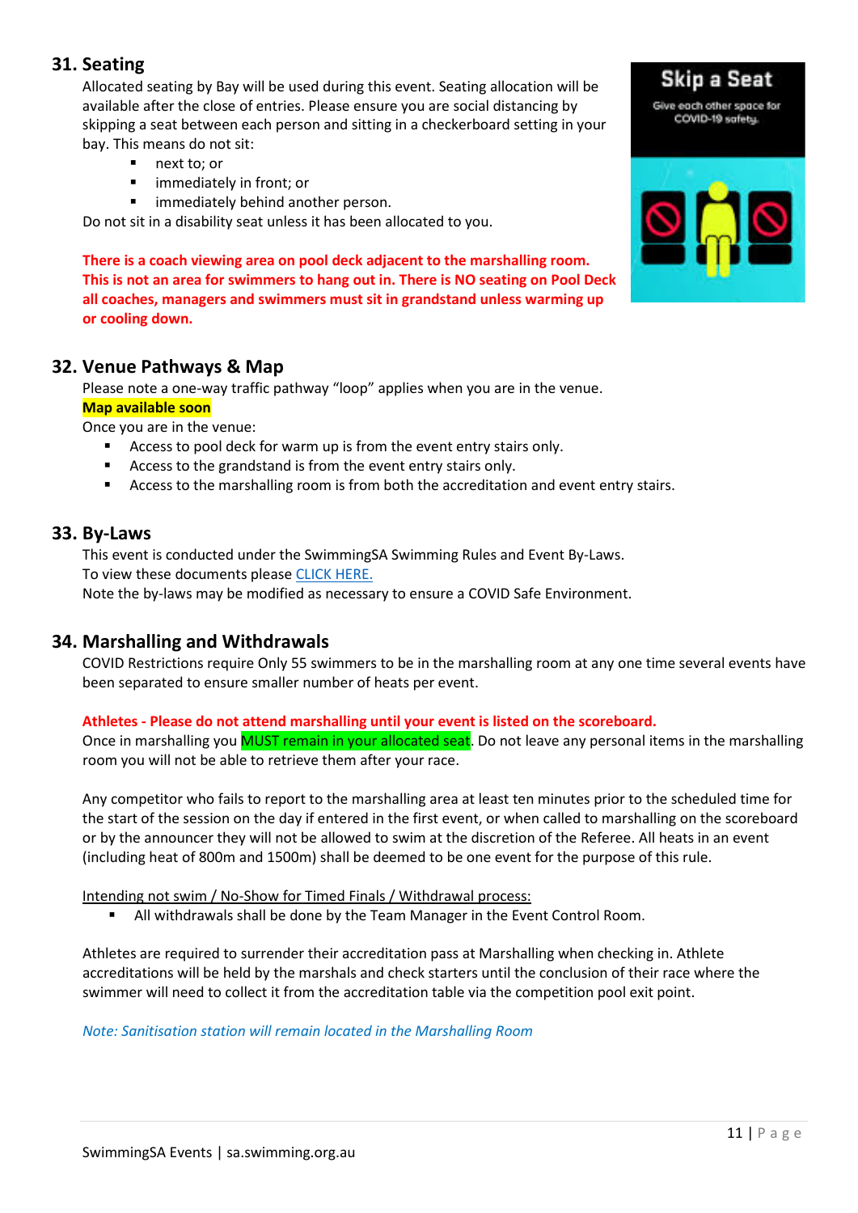## 31. Seating

Allocated seating by Bay will be used during this event. Seating allocation will be available after the close of entries. Please ensure you are social distancing by skipping a seat between each person and sitting in a checkerboard setting in your bay. This means do not sit:

- next to; or
- immediately in front; or
- immediately behind another person.

Do not sit in a disability seat unless it has been allocated to you.

**There is a coach viewing area on pool deck adjacent to the marshalling room. This is not an area for swimmers to hang out in. There is NO seating on Pool Deck all coaches, managers and swimmers must sit in grandstand unless warming up or cooling down.**

## 32. Venue Pathways & Map

Please note a one-way traffic pathway "loop" applies when you are in the venue.

**Map available soon**

Once you are in the venue:

- Access to pool deck for warm up is from the event entry stairs only.
- Access to the grandstand is from the event entry stairs only.
- Access to the marshalling room is from both the accreditation and event entry stairs.

## 33. By-Laws

This event is conducted under the SwimmingSA Swimming Rules and Event By-Laws.
To view these documents please CLICK HERE.
Note the by-laws may be modified as necessary to ensure a COVID Safe Environment.

## 34. Marshalling and Withdrawals

COVID Restrictions require Only 55 swimmers to be in the marshalling room at any one time several events have been separated to ensure smaller number of heats per event.

**Athletes - Please do not attend marshalling until your event is listed on the scoreboard.**

Once in marshalling you MUST remain in your allocated seat. Do not leave any personal items in the marshalling room you will not be able to retrieve them after your race.

Any competitor who fails to report to the marshalling area at least ten minutes prior to the scheduled time for the start of the session on the day if entered in the first event, or when called to marshalling on the scoreboard or by the announcer they will not be allowed to swim at the discretion of the Referee. All heats in an event (including heat of 800m and 1500m) shall be deemed to be one event for the purpose of this rule.

Intending not swim / No-Show for Timed Finals / Withdrawal process:

- All withdrawals shall be done by the Team Manager in the Event Control Room.

Athletes are required to surrender their accreditation pass at Marshalling when checking in. Athlete accreditations will be held by the marshals and check starters until the conclusion of their race where the swimmer will need to collect it from the accreditation table via the competition pool exit point.

*Note: Sanitisation station will remain located in the Marshalling Room*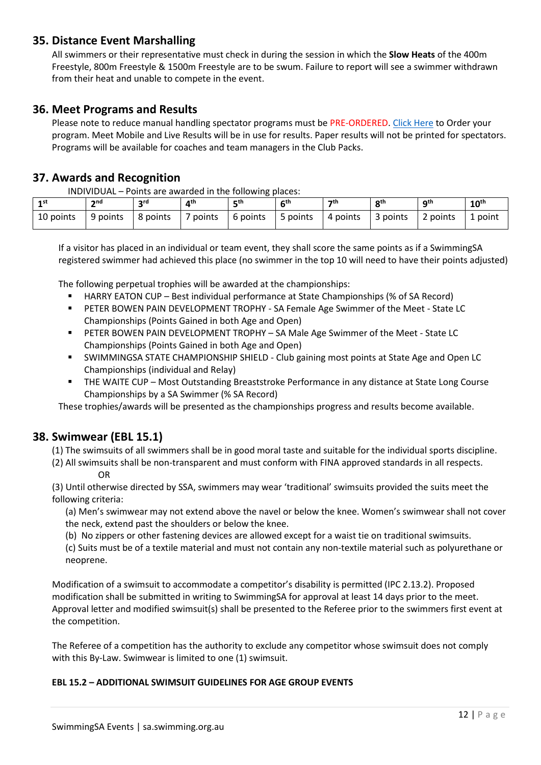## 35. Distance Event Marshalling

All swimmers or their representative must check in during the session in which the **Slow Heats** of the 400m Freestyle, 800m Freestyle & 1500m Freestyle are to be swum. Failure to report will see a swimmer withdrawn from their heat and unable to compete in the event.

## 36. Meet Programs and Results

Please note to reduce manual handling spectator programs must be PRE-ORDERED. Click Here to Order your program. Meet Mobile and Live Results will be in use for results. Paper results will not be printed for spectators. Programs will be available for coaches and team managers in the Club Packs.

## 37. Awards and Recognition

INDIVIDUAL – Points are awarded in the following places:

| 1st | 2nd | 3rd | 4th | 5th | 6th | 7th | 8th | 9th | 10th |
|---|---|---|---|---|---|---|---|---|---|
| 10 points | 9 points | 8 points | 7 points | 6 points | 5 points | 4 points | 3 points | 2 points | 1 point |

If a visitor has placed in an individual or team event, they shall score the same points as if a SwimmingSA registered swimmer had achieved this place (no swimmer in the top 10 will need to have their points adjusted)

The following perpetual trophies will be awarded at the championships:

- HARRY EATON CUP – Best individual performance at State Championships (% of SA Record)
- PETER BOWEN PAIN DEVELOPMENT TROPHY - SA Female Age Swimmer of the Meet - State LC Championships (Points Gained in both Age and Open)
- PETER BOWEN PAIN DEVELOPMENT TROPHY – SA Male Age Swimmer of the Meet - State LC Championships (Points Gained in both Age and Open)
- SWIMMINGSA STATE CHAMPIONSHIP SHIELD - Club gaining most points at State Age and Open LC Championships (individual and Relay)
- THE WAITE CUP – Most Outstanding Breaststroke Performance in any distance at State Long Course Championships by a SA Swimmer (% SA Record)

These trophies/awards will be presented as the championships progress and results become available.

## 38. Swimwear (EBL 15.1)

(1) The swimsuits of all swimmers shall be in good moral taste and suitable for the individual sports discipline.

(2) All swimsuits shall be non-transparent and must conform with FINA approved standards in all respects.

OR

(3) Until otherwise directed by SSA, swimmers may wear 'traditional' swimsuits provided the suits meet the following criteria:

(a) Men's swimwear may not extend above the navel or below the knee. Women's swimwear shall not cover the neck, extend past the shoulders or below the knee.

(b) No zippers or other fastening devices are allowed except for a waist tie on traditional swimsuits.

(c) Suits must be of a textile material and must not contain any non-textile material such as polyurethane or neoprene.

Modification of a swimsuit to accommodate a competitor's disability is permitted (IPC 2.13.2). Proposed modification shall be submitted in writing to SwimmingSA for approval at least 14 days prior to the meet. Approval letter and modified swimsuit(s) shall be presented to the Referee prior to the swimmers first event at the competition.

The Referee of a competition has the authority to exclude any competitor whose swimsuit does not comply with this By-Law. Swimwear is limited to one (1) swimsuit.

**EBL 15.2 – ADDITIONAL SWIMSUIT GUIDELINES FOR AGE GROUP EVENTS**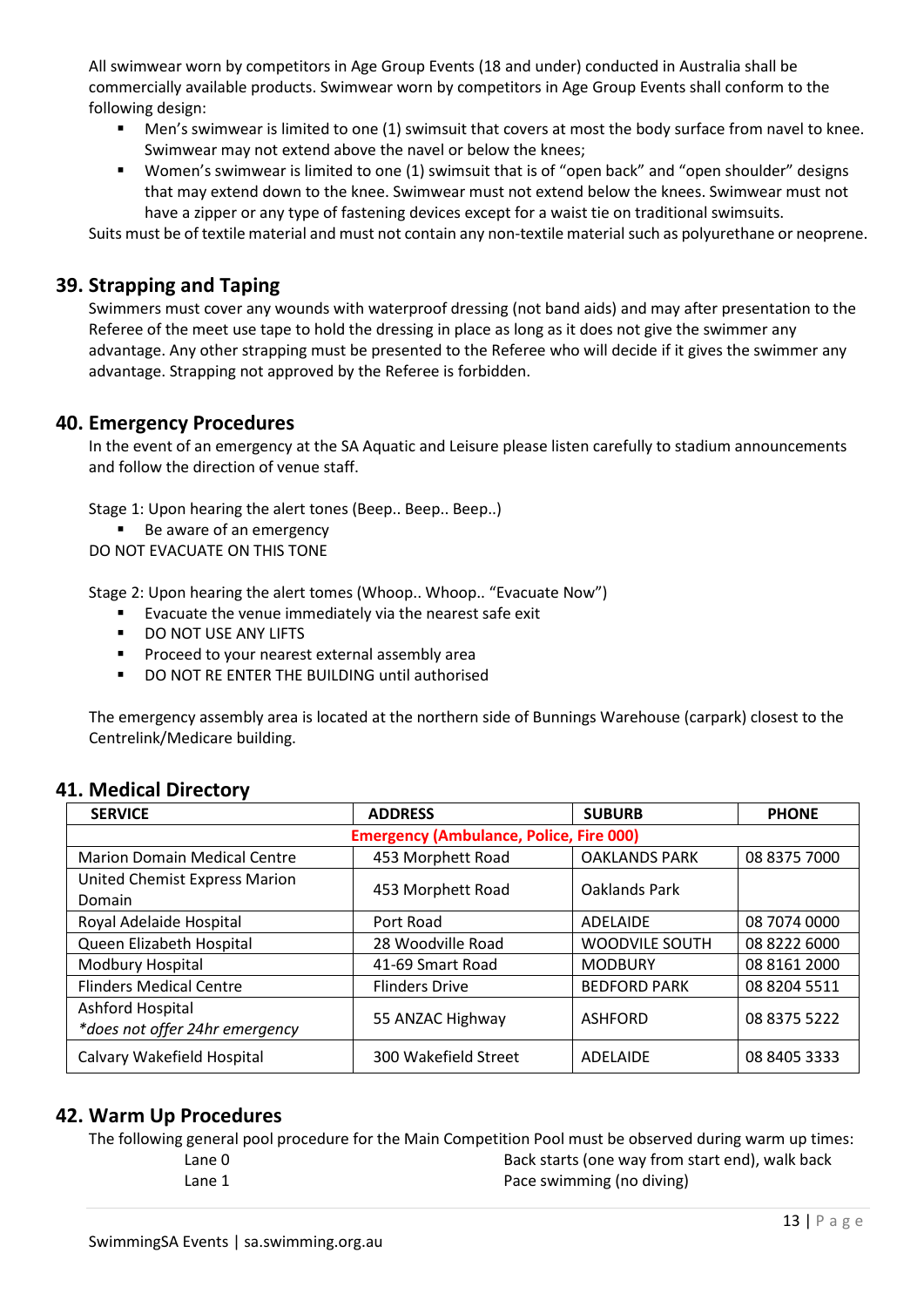All swimwear worn by competitors in Age Group Events (18 and under) conducted in Australia shall be commercially available products. Swimwear worn by competitors in Age Group Events shall conform to the following design:

- Men's swimwear is limited to one (1) swimsuit that covers at most the body surface from navel to knee. Swimwear may not extend above the navel or below the knees;
- Women's swimwear is limited to one (1) swimsuit that is of "open back" and "open shoulder" designs that may extend down to the knee. Swimwear must not extend below the knees. Swimwear must not have a zipper or any type of fastening devices except for a waist tie on traditional swimsuits.

Suits must be of textile material and must not contain any non-textile material such as polyurethane or neoprene.

## 39. Strapping and Taping

Swimmers must cover any wounds with waterproof dressing (not band aids) and may after presentation to the Referee of the meet use tape to hold the dressing in place as long as it does not give the swimmer any advantage. Any other strapping must be presented to the Referee who will decide if it gives the swimmer any advantage. Strapping not approved by the Referee is forbidden.

## 40. Emergency Procedures

In the event of an emergency at the SA Aquatic and Leisure please listen carefully to stadium announcements and follow the direction of venue staff.

Stage 1: Upon hearing the alert tones (Beep.. Beep.. Beep..)

- Be aware of an emergency

DO NOT EVACUATE ON THIS TONE

Stage 2: Upon hearing the alert tomes (Whoop.. Whoop.. "Evacuate Now")

- Evacuate the venue immediately via the nearest safe exit
- DO NOT USE ANY LIFTS
- Proceed to your nearest external assembly area
- DO NOT RE ENTER THE BUILDING until authorised

The emergency assembly area is located at the northern side of Bunnings Warehouse (carpark) closest to the Centrelink/Medicare building.

## 41. Medical Directory

| SERVICE | ADDRESS | SUBURB | PHONE |
|---|---|---|---|
| **Emergency (Ambulance, Police, Fire 000)** | | | |
| Marion Domain Medical Centre | 453 Morphett Road | OAKLANDS PARK | 08 8375 7000 |
| United Chemist Express Marion Domain | 453 Morphett Road | Oaklands Park | |
| Royal Adelaide Hospital | Port Road | ADELAIDE | 08 7074 0000 |
| Queen Elizabeth Hospital | 28 Woodville Road | WOODVILE SOUTH | 08 8222 6000 |
| Modbury Hospital | 41-69 Smart Road | MODBURY | 08 8161 2000 |
| Flinders Medical Centre | Flinders Drive | BEDFORD PARK | 08 8204 5511 |
| Ashford Hospital *\*does not offer 24hr emergency* | 55 ANZAC Highway | ASHFORD | 08 8375 5222 |
| Calvary Wakefield Hospital | 300 Wakefield Street | ADELAIDE | 08 8405 3333 |

## 42. Warm Up Procedures

The following general pool procedure for the Main Competition Pool must be observed during warm up times:

| | |
|---|---|
| Lane 0 | Back starts (one way from start end), walk back |
| Lane 1 | Pace swimming (no diving) |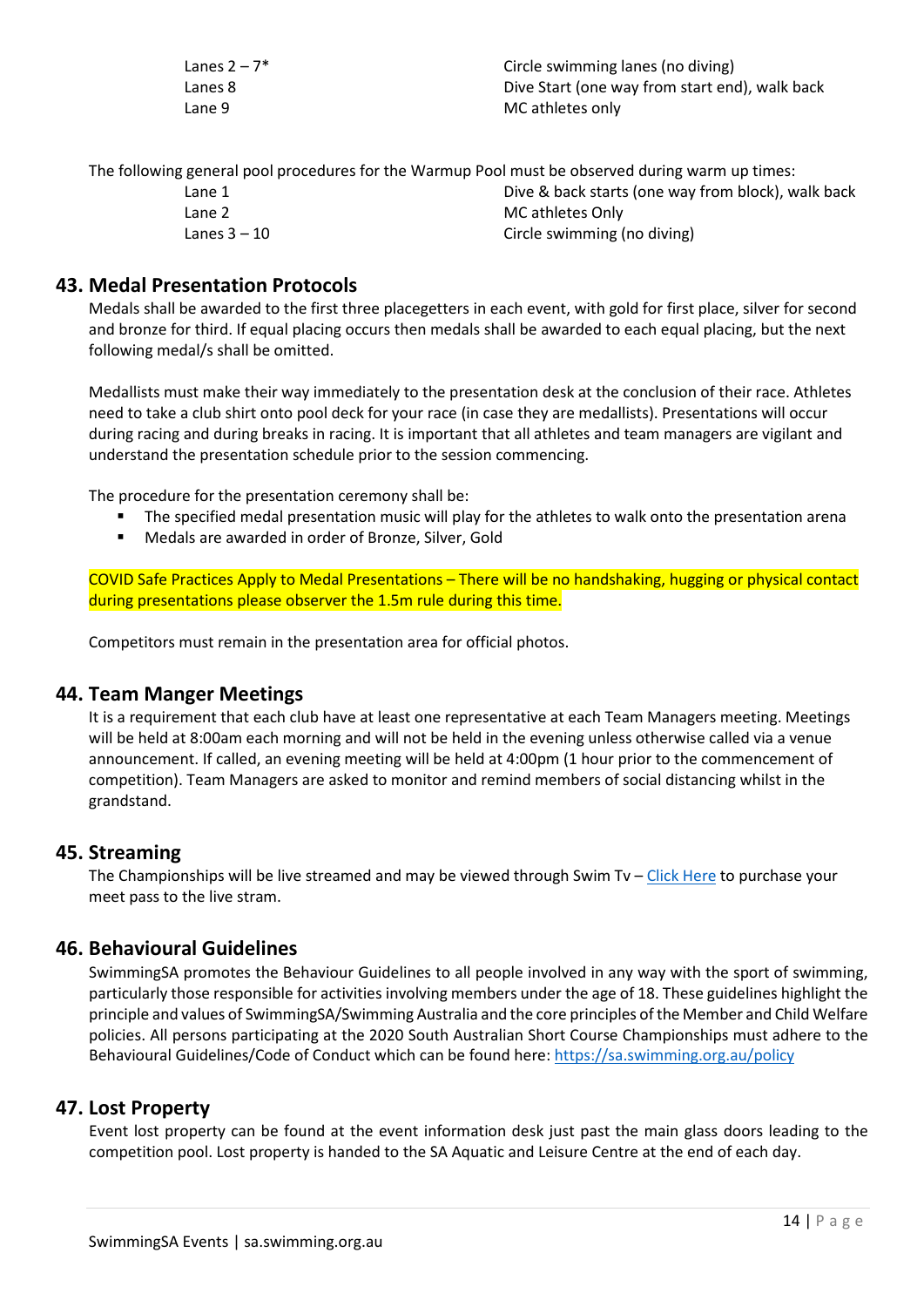| | |
|---|---|
| Lanes 2 – 7* | Circle swimming lanes (no diving) |
| Lanes 8 | Dive Start (one way from start end), walk back |
| Lane 9 | MC athletes only |

The following general pool procedures for the Warmup Pool must be observed during warm up times:

| | |
|---|---|
| Lane 1 | Dive & back starts (one way from block), walk back |
| Lane 2 | MC athletes Only |
| Lanes 3 – 10 | Circle swimming (no diving) |

## 43. Medal Presentation Protocols

Medals shall be awarded to the first three placegetters in each event, with gold for first place, silver for second and bronze for third. If equal placing occurs then medals shall be awarded to each equal placing, but the next following medal/s shall be omitted.

Medallists must make their way immediately to the presentation desk at the conclusion of their race. Athletes need to take a club shirt onto pool deck for your race (in case they are medallists). Presentations will occur during racing and during breaks in racing. It is important that all athletes and team managers are vigilant and understand the presentation schedule prior to the session commencing.

The procedure for the presentation ceremony shall be:

- The specified medal presentation music will play for the athletes to walk onto the presentation arena
- Medals are awarded in order of Bronze, Silver, Gold

COVID Safe Practices Apply to Medal Presentations – There will be no handshaking, hugging or physical contact during presentations please observer the 1.5m rule during this time.

Competitors must remain in the presentation area for official photos.

## 44. Team Manger Meetings

It is a requirement that each club have at least one representative at each Team Managers meeting. Meetings will be held at 8:00am each morning and will not be held in the evening unless otherwise called via a venue announcement. If called, an evening meeting will be held at 4:00pm (1 hour prior to the commencement of competition). Team Managers are asked to monitor and remind members of social distancing whilst in the grandstand.

## 45. Streaming

The Championships will be live streamed and may be viewed through Swim Tv – Click Here to purchase your meet pass to the live stram.

## 46. Behavioural Guidelines

SwimmingSA promotes the Behaviour Guidelines to all people involved in any way with the sport of swimming, particularly those responsible for activities involving members under the age of 18. These guidelines highlight the principle and values of SwimmingSA/Swimming Australia and the core principles of the Member and Child Welfare policies. All persons participating at the 2020 South Australian Short Course Championships must adhere to the Behavioural Guidelines/Code of Conduct which can be found here: https://sa.swimming.org.au/policy

## 47. Lost Property

Event lost property can be found at the event information desk just past the main glass doors leading to the competition pool. Lost property is handed to the SA Aquatic and Leisure Centre at the end of each day.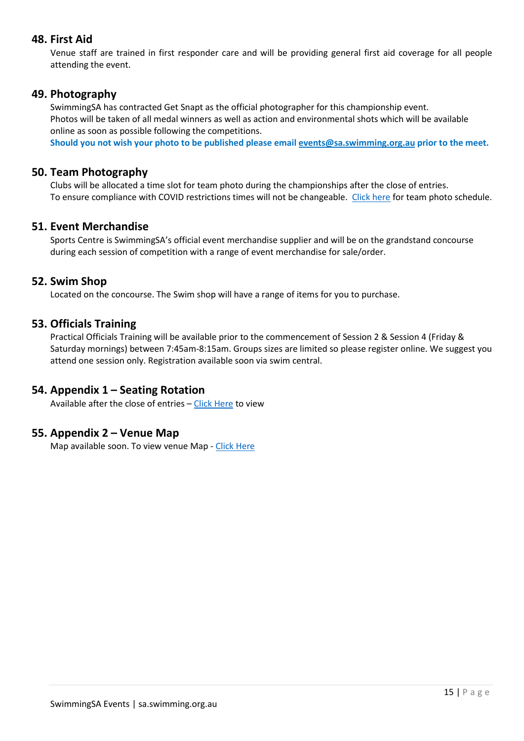## 48. First Aid

Venue staff are trained in first responder care and will be providing general first aid coverage for all people attending the event.

## 49. Photography

SwimmingSA has contracted Get Snapt as the official photographer for this championship event.
Photos will be taken of all medal winners as well as action and environmental shots which will be available online as soon as possible following the competitions.
**Should you not wish your photo to be published please email events@sa.swimming.org.au prior to the meet.**

## 50. Team Photography

Clubs will be allocated a time slot for team photo during the championships after the close of entries.
To ensure compliance with COVID restrictions times will not be changeable. Click here for team photo schedule.

## 51. Event Merchandise

Sports Centre is SwimmingSA's official event merchandise supplier and will be on the grandstand concourse during each session of competition with a range of event merchandise for sale/order.

## 52. Swim Shop

Located on the concourse. The Swim shop will have a range of items for you to purchase.

## 53. Officials Training

Practical Officials Training will be available prior to the commencement of Session 2 & Session 4 (Friday & Saturday mornings) between 7:45am-8:15am. Groups sizes are limited so please register online. We suggest you attend one session only. Registration available soon via swim central.

## 54. Appendix 1 – Seating Rotation

Available after the close of entries – Click Here to view

## 55. Appendix 2 – Venue Map

Map available soon. To view venue Map - Click Here